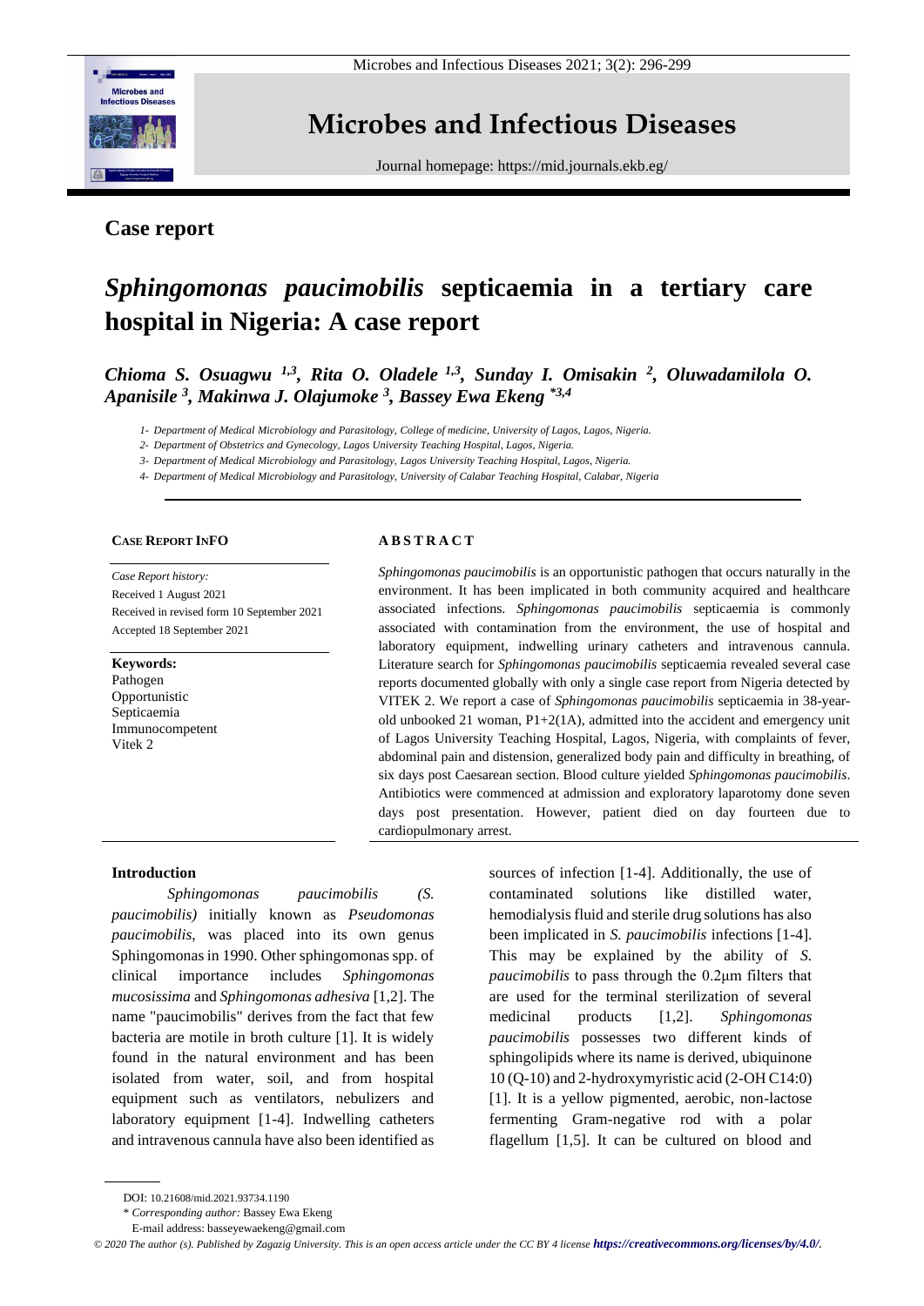## Case report

# *Sphingomonas paucimobilis* septicaemia in a tertiary care hospital in Nigeria: A case report

***Chioma S. Osuagwu [1,3], Rita O. Oladele [1,3], Sunday I. Omisakin [2], Oluwadamilola O. Apanisile [3], Makinwa J. Olajumoke [3], Bassey Ewa Ekeng [*3,4]***

*1- Department of Medical Microbiology and Parasitology, College of medicine, University of Lagos, Lagos, Nigeria.*

*2- Department of Obstetrics and Gynecology, Lagos University Teaching Hospital, Lagos, Nigeria.*

*3- Department of Medical Microbiology and Parasitology, Lagos University Teaching Hospital, Lagos, Nigeria.*

*4- Department of Medical Microbiology and Parasitology, University of Calabar Teaching Hospital, Calabar, Nigeria*

**CASE REPORT INFO**

*Case Report history:*
Received 1 August 2021
Received in revised form 10 September 2021
Accepted 18 September 2021

**Keywords:**
Pathogen
Opportunistic
Septicaemia
Immunocompetent
Vitek 2

**ABSTRACT**

*Sphingomonas paucimobilis* is an opportunistic pathogen that occurs naturally in the environment. It has been implicated in both community acquired and healthcare associated infections. *Sphingomonas paucimobilis* septicaemia is commonly associated with contamination from the environment, the use of hospital and laboratory equipment, indwelling urinary catheters and intravenous cannula. Literature search for *Sphingomonas paucimobilis* septicaemia revealed several case reports documented globally with only a single case report from Nigeria detected by VITEK 2. We report a case of *Sphingomonas paucimobilis* septicaemia in 38-year-old unbooked 21 woman, P1+2(1A), admitted into the accident and emergency unit of Lagos University Teaching Hospital, Lagos, Nigeria, with complaints of fever, abdominal pain and distension, generalized body pain and difficulty in breathing, of six days post Caesarean section. Blood culture yielded *Sphingomonas paucimobilis*. Antibiotics were commenced at admission and exploratory laparotomy done seven days post presentation. However, patient died on day fourteen due to cardiopulmonary arrest.

## Introduction

*Sphingomonas paucimobilis (S. paucimobilis)* initially known as *Pseudomonas paucimobilis*, was placed into its own genus Sphingomonas in 1990. Other sphingomonas spp. of clinical importance includes *Sphingomonas mucosissima* and *Sphingomonas adhesiva* [1,2]. The name "paucimobilis" derives from the fact that few bacteria are motile in broth culture [1]. It is widely found in the natural environment and has been isolated from water, soil, and from hospital equipment such as ventilators, nebulizers and laboratory equipment [1-4]. Indwelling catheters and intravenous cannula have also been identified as sources of infection [1-4]. Additionally, the use of contaminated solutions like distilled water, hemodialysis fluid and sterile drug solutions has also been implicated in *S. paucimobilis* infections [1-4]. This may be explained by the ability of *S. paucimobilis* to pass through the 0.2µm filters that are used for the terminal sterilization of several medicinal products [1,2]. *Sphingomonas paucimobilis* possesses two different kinds of sphingolipids where its name is derived, ubiquinone 10 (Q-10) and 2-hydroxymyristic acid (2-OH C14:0) [1]. It is a yellow pigmented, aerobic, non-lactose fermenting Gram-negative rod with a polar flagellum [1,5]. It can be cultured on blood and

DOI: 10.21608/mid.2021.93734.1190

\* *Corresponding author:* Bassey Ewa Ekeng

E-mail address: basseyewaekeng@gmail.com

*© 2020 The author (s). Published by Zagazig University. This is an open access article under the CC BY 4 license https://creativecommons.org/licenses/by/4.0/.*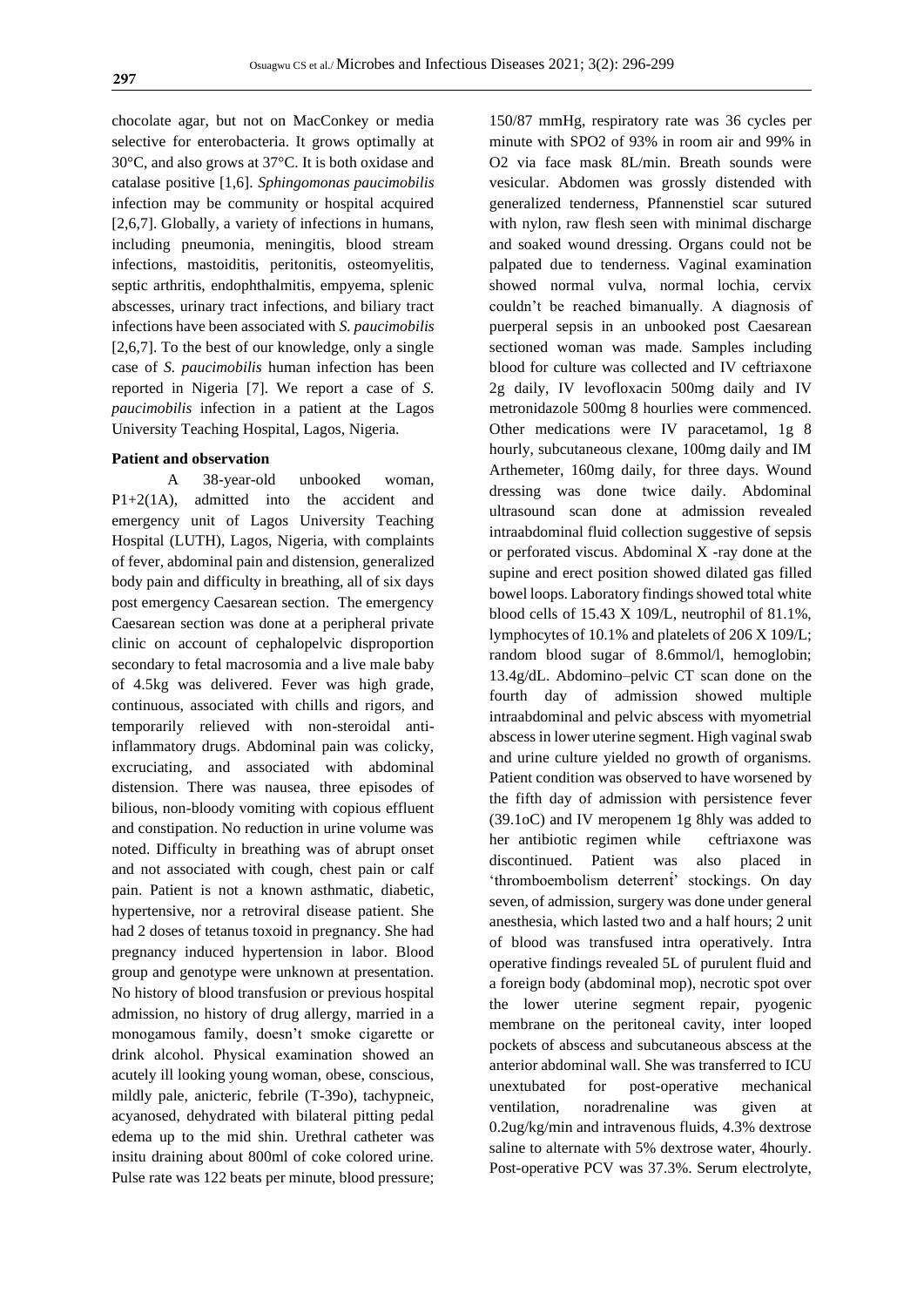chocolate agar, but not on MacConkey or media selective for enterobacteria. It grows optimally at 30°C, and also grows at 37°C. It is both oxidase and catalase positive [1,6]. *Sphingomonas paucimobilis* infection may be community or hospital acquired [2,6,7]. Globally, a variety of infections in humans, including pneumonia, meningitis, blood stream infections, mastoiditis, peritonitis, osteomyelitis, septic arthritis, endophthalmitis, empyema, splenic abscesses, urinary tract infections, and biliary tract infections have been associated with *S. paucimobilis* [2,6,7]. To the best of our knowledge, only a single case of *S. paucimobilis* human infection has been reported in Nigeria [7]. We report a case of *S. paucimobilis* infection in a patient at the Lagos University Teaching Hospital, Lagos, Nigeria.

**Patient and observation**

A 38-year-old unbooked woman, P1+2(1A), admitted into the accident and emergency unit of Lagos University Teaching Hospital (LUTH), Lagos, Nigeria, with complaints of fever, abdominal pain and distension, generalized body pain and difficulty in breathing, all of six days post emergency Caesarean section. The emergency Caesarean section was done at a peripheral private clinic on account of cephalopelvic disproportion secondary to fetal macrosomia and a live male baby of 4.5kg was delivered. Fever was high grade, continuous, associated with chills and rigors, and temporarily relieved with non-steroidal anti-inflammatory drugs. Abdominal pain was colicky, excruciating, and associated with abdominal distension. There was nausea, three episodes of bilious, non-bloody vomiting with copious effluent and constipation. No reduction in urine volume was noted. Difficulty in breathing was of abrupt onset and not associated with cough, chest pain or calf pain. Patient is not a known asthmatic, diabetic, hypertensive, nor a retroviral disease patient. She had 2 doses of tetanus toxoid in pregnancy. She had pregnancy induced hypertension in labor. Blood group and genotype were unknown at presentation. No history of blood transfusion or previous hospital admission, no history of drug allergy, married in a monogamous family, doesn't smoke cigarette or drink alcohol. Physical examination showed an acutely ill looking young woman, obese, conscious, mildly pale, anicteric, febrile (T-39o), tachypneic, acyanosed, dehydrated with bilateral pitting pedal edema up to the mid shin. Urethral catheter was insitu draining about 800ml of coke colored urine. Pulse rate was 122 beats per minute, blood pressure; 150/87 mmHg, respiratory rate was 36 cycles per minute with SPO2 of 93% in room air and 99% in O2 via face mask 8L/min. Breath sounds were vesicular. Abdomen was grossly distended with generalized tenderness, Pfannenstiel scar sutured with nylon, raw flesh seen with minimal discharge and soaked wound dressing. Organs could not be palpated due to tenderness. Vaginal examination showed normal vulva, normal lochia, cervix couldn't be reached bimanually. A diagnosis of puerperal sepsis in an unbooked post Caesarean sectioned woman was made. Samples including blood for culture was collected and IV ceftriaxone 2g daily, IV levofloxacin 500mg daily and IV metronidazole 500mg 8 hourlies were commenced. Other medications were IV paracetamol, 1g 8 hourly, subcutaneous clexane, 100mg daily and IM Arthemeter, 160mg daily, for three days. Wound dressing was done twice daily. Abdominal ultrasound scan done at admission revealed intraabdominal fluid collection suggestive of sepsis or perforated viscus. Abdominal X -ray done at the supine and erect position showed dilated gas filled bowel loops. Laboratory findings showed total white blood cells of 15.43 X 109/L, neutrophil of 81.1%, lymphocytes of 10.1% and platelets of 206 X 109/L; random blood sugar of 8.6mmol/l, hemoglobin; 13.4g/dL. Abdomino–pelvic CT scan done on the fourth day of admission showed multiple intraabdominal and pelvic abscess with myometrial abscess in lower uterine segment. High vaginal swab and urine culture yielded no growth of organisms. Patient condition was observed to have worsened by the fifth day of admission with persistence fever (39.1oC) and IV meropenem 1g 8hly was added to her antibiotic regimen while ceftriaxone was discontinued. Patient was also placed in 'thromboembolism deterrent' stockings. On day seven, of admission, surgery was done under general anesthesia, which lasted two and a half hours; 2 unit of blood was transfused intra operatively. Intra operative findings revealed 5L of purulent fluid and a foreign body (abdominal mop), necrotic spot over the lower uterine segment repair, pyogenic membrane on the peritoneal cavity, inter looped pockets of abscess and subcutaneous abscess at the anterior abdominal wall. She was transferred to ICU unextubated for post-operative mechanical ventilation, noradrenaline was given at 0.2ug/kg/min and intravenous fluids, 4.3% dextrose saline to alternate with 5% dextrose water, 4hourly. Post-operative PCV was 37.3%. Serum electrolyte,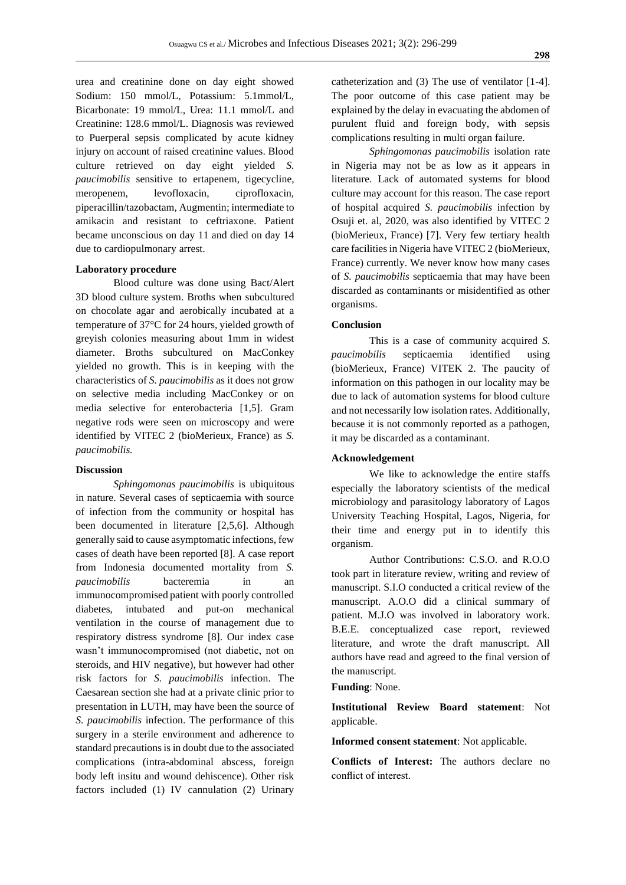urea and creatinine done on day eight showed Sodium: 150 mmol/L, Potassium: 5.1mmol/L, Bicarbonate: 19 mmol/L, Urea: 11.1 mmol/L and Creatinine: 128.6 mmol/L. Diagnosis was reviewed to Puerperal sepsis complicated by acute kidney injury on account of raised creatinine values. Blood culture retrieved on day eight yielded *S. paucimobilis* sensitive to ertapenem, tigecycline, meropenem, levofloxacin, ciprofloxacin, piperacillin/tazobactam, Augmentin; intermediate to amikacin and resistant to ceftriaxone. Patient became unconscious on day 11 and died on day 14 due to cardiopulmonary arrest.

**Laboratory procedure**

Blood culture was done using Bact/Alert 3D blood culture system. Broths when subcultured on chocolate agar and aerobically incubated at a temperature of 37°C for 24 hours, yielded growth of greyish colonies measuring about 1mm in widest diameter. Broths subcultured on MacConkey yielded no growth. This is in keeping with the characteristics of *S. paucimobilis* as it does not grow on selective media including MacConkey or on media selective for enterobacteria [1,5]. Gram negative rods were seen on microscopy and were identified by VITEC 2 (bioMerieux, France) as *S. paucimobilis.*

**Discussion**

*Sphingomonas paucimobilis* is ubiquitous in nature. Several cases of septicaemia with source of infection from the community or hospital has been documented in literature [2,5,6]. Although generally said to cause asymptomatic infections, few cases of death have been reported [8]. A case report from Indonesia documented mortality from *S. paucimobilis* bacteremia in an immunocompromised patient with poorly controlled diabetes, intubated and put-on mechanical ventilation in the course of management due to respiratory distress syndrome [8]. Our index case wasn't immunocompromised (not diabetic, not on steroids, and HIV negative), but however had other risk factors for *S. paucimobilis* infection. The Caesarean section she had at a private clinic prior to presentation in LUTH, may have been the source of *S. paucimobilis* infection. The performance of this surgery in a sterile environment and adherence to standard precautions is in doubt due to the associated complications (intra-abdominal abscess, foreign body left insitu and wound dehiscence). Other risk factors included (1) IV cannulation (2) Urinary catheterization and (3) The use of ventilator [1-4]. The poor outcome of this case patient may be explained by the delay in evacuating the abdomen of purulent fluid and foreign body, with sepsis complications resulting in multi organ failure.

*Sphingomonas paucimobilis* isolation rate in Nigeria may not be as low as it appears in literature. Lack of automated systems for blood culture may account for this reason. The case report of hospital acquired *S. paucimobilis* infection by Osuji et. al, 2020, was also identified by VITEC 2 (bioMerieux, France) [7]. Very few tertiary health care facilities in Nigeria have VITEC 2 (bioMerieux, France) currently. We never know how many cases of *S. paucimobilis* septicaemia that may have been discarded as contaminants or misidentified as other organisms.

**Conclusion**

This is a case of community acquired *S. paucimobilis* septicaemia identified using (bioMerieux, France) VITEK 2. The paucity of information on this pathogen in our locality may be due to lack of automation systems for blood culture and not necessarily low isolation rates. Additionally, because it is not commonly reported as a pathogen, it may be discarded as a contaminant.

**Acknowledgement**

We like to acknowledge the entire staffs especially the laboratory scientists of the medical microbiology and parasitology laboratory of Lagos University Teaching Hospital, Lagos, Nigeria, for their time and energy put in to identify this organism.

Author Contributions: C.S.O. and R.O.O took part in literature review, writing and review of manuscript. S.I.O conducted a critical review of the manuscript. A.O.O did a clinical summary of patient. M.J.O was involved in laboratory work. B.E.E. conceptualized case report, reviewed literature, and wrote the draft manuscript. All authors have read and agreed to the final version of the manuscript.

**Funding**: None.

**Institutional Review Board statement**: Not applicable.

**Informed consent statement**: Not applicable.

**Conflicts of Interest:** The authors declare no conflict of interest.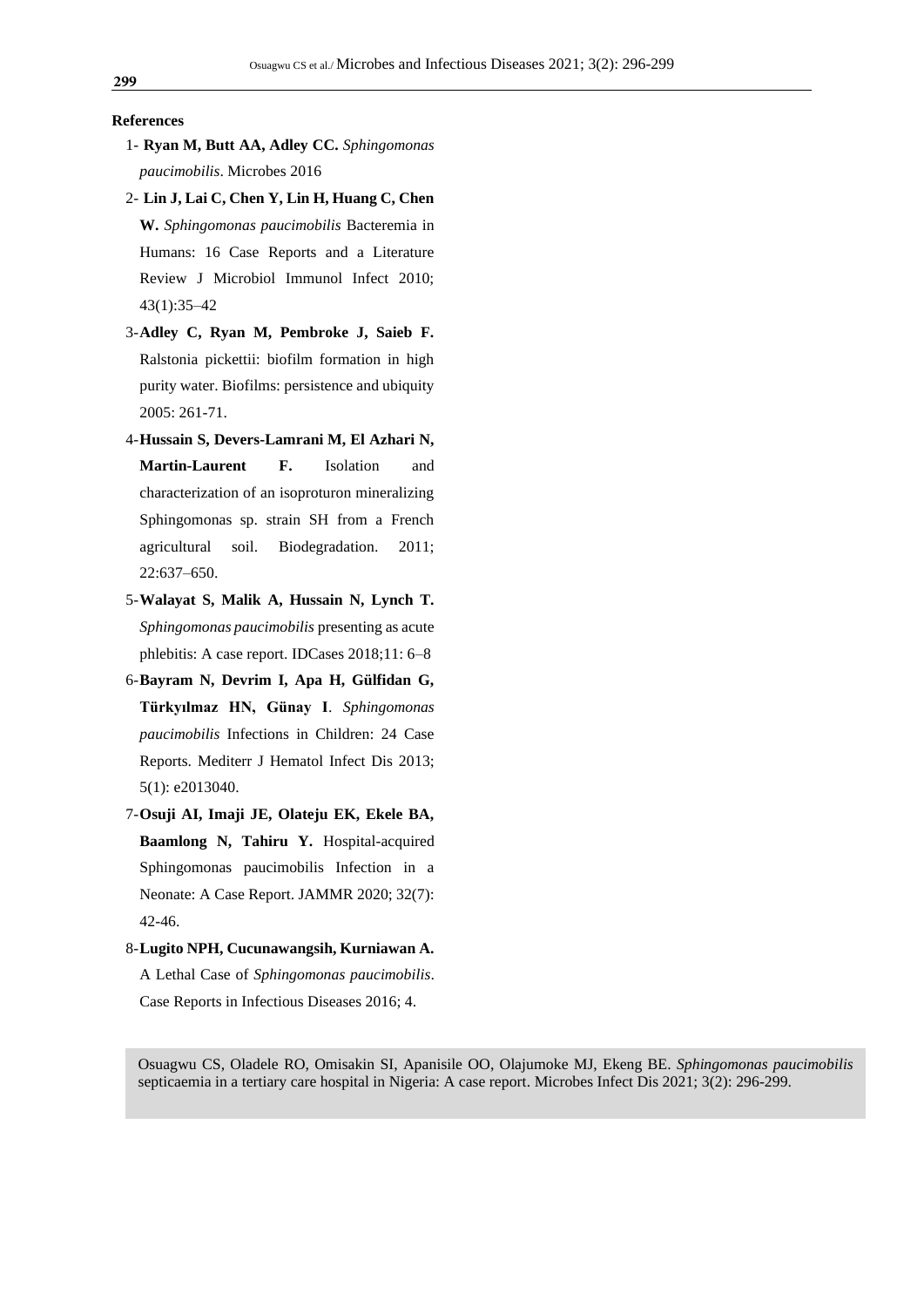**References**

1- **Ryan M, Butt AA, Adley CC.** *Sphingomonas paucimobilis*. Microbes 2016

2- **Lin J, Lai C, Chen Y, Lin H, Huang C, Chen W.** *Sphingomonas paucimobilis* Bacteremia in Humans: 16 Case Reports and a Literature Review J Microbiol Immunol Infect 2010; 43(1):35–42

3- **Adley C, Ryan M, Pembroke J, Saieb F.** Ralstonia pickettii: biofilm formation in high purity water. Biofilms: persistence and ubiquity 2005: 261-71.

4- **Hussain S, Devers-Lamrani M, El Azhari N, Martin-Laurent F.** Isolation and characterization of an isoproturon mineralizing Sphingomonas sp. strain SH from a French agricultural soil. Biodegradation. 2011; 22:637–650.

5- **Walayat S, Malik A, Hussain N, Lynch T.** *Sphingomonas paucimobilis* presenting as acute phlebitis: A case report. IDCases 2018;11: 6–8

6- **Bayram N, Devrim I, Apa H, Gülfidan G, Türkyılmaz HN, Günay I**. *Sphingomonas paucimobilis* Infections in Children: 24 Case Reports. Mediterr J Hematol Infect Dis 2013; 5(1): e2013040.

7- **Osuji AI, Imaji JE, Olateju EK, Ekele BA, Baamlong N, Tahiru Y.** Hospital-acquired Sphingomonas paucimobilis Infection in a Neonate: A Case Report. JAMMR 2020; 32(7): 42-46.

8- **Lugito NPH, Cucunawangsih, Kurniawan A.** A Lethal Case of *Sphingomonas paucimobilis*. Case Reports in Infectious Diseases 2016; 4.

Osuagwu CS, Oladele RO, Omisakin SI, Apanisile OO, Olajumoke MJ, Ekeng BE. *Sphingomonas paucimobilis* septicaemia in a tertiary care hospital in Nigeria: A case report. Microbes Infect Dis 2021; 3(2): 296-299.